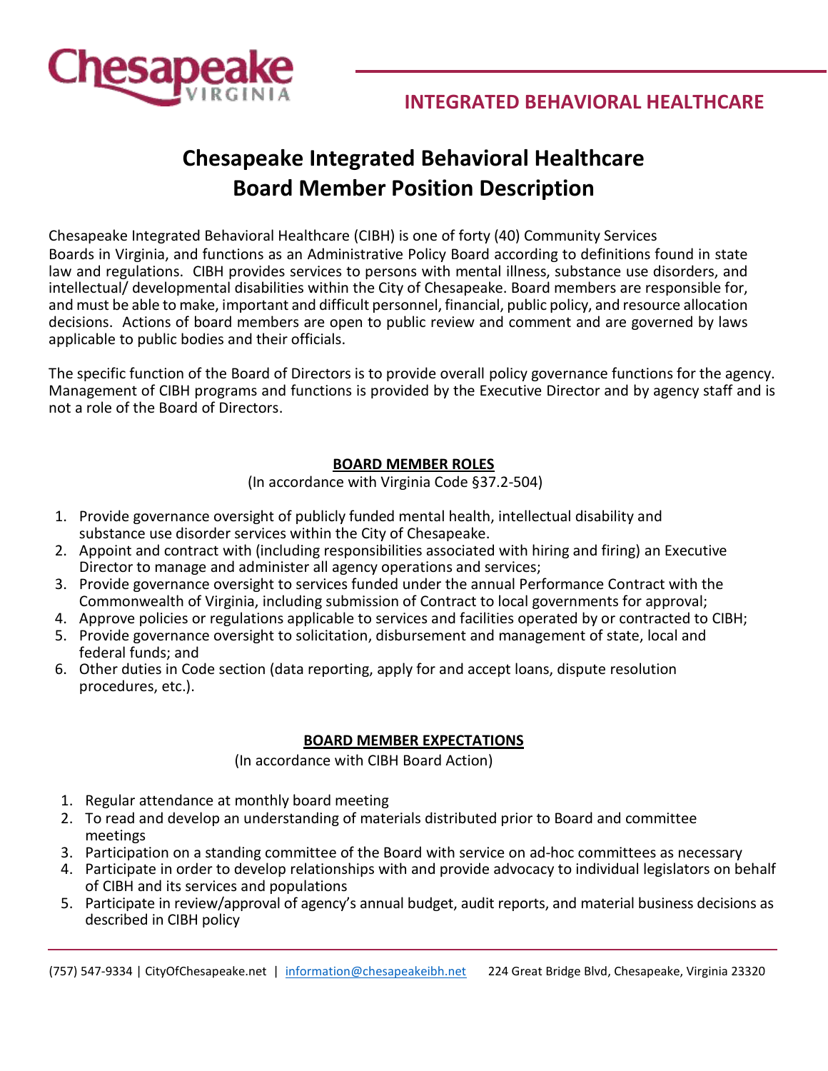## INTEGRATED BEHAVIORAL HEALTHCARE

# Chesapeake Integrated Behavioral Healthcare Board Member Position Description

Chesapeake Integrated Behavioral Healthcare (CIBH) is one of forty (40) Community Services Boards in Virginia, and functions as an Administrative Policy Board according to definitions found in state law and regulations. CIBH provides services to persons with mental illness, substance use disorders, and intellectual/ developmental disabilities within the City of Chesapeake. Board members are responsible for, and must be able to make, important and difficult personnel, financial, public policy, and resource allocation decisions. Actions of board members are open to public review and comment and are governed by laws applicable to public bodies and their officials.

The specific function of the Board of Directors is to provide overall policy governance functions for the agency. Management of CIBH programs and functions is provided by the Executive Director and by agency staff and is not a role of the Board of Directors.

## BOARD MEMBER ROLES

(In accordance with Virginia Code §37.2-504)

1. Provide governance oversight of publicly funded mental health, intellectual disability and substance use disorder services within the City of Chesapeake.
2. Appoint and contract with (including responsibilities associated with hiring and firing) an Executive Director to manage and administer all agency operations and services;
3. Provide governance oversight to services funded under the annual Performance Contract with the Commonwealth of Virginia, including submission of Contract to local governments for approval;
4. Approve policies or regulations applicable to services and facilities operated by or contracted to CIBH;
5. Provide governance oversight to solicitation, disbursement and management of state, local and federal funds; and
6. Other duties in Code section (data reporting, apply for and accept loans, dispute resolution procedures, etc.).

## BOARD MEMBER EXPECTATIONS

(In accordance with CIBH Board Action)

1. Regular attendance at monthly board meeting
2. To read and develop an understanding of materials distributed prior to Board and committee meetings
3. Participation on a standing committee of the Board with service on ad-hoc committees as necessary
4. Participate in order to develop relationships with and provide advocacy to individual legislators on behalf of CIBH and its services and populations
5. Participate in review/approval of agency's annual budget, audit reports, and material business decisions as described in CIBH policy

(757) 547-9334 | CityOfChesapeake.net | information@chesapeakeibh.net 224 Great Bridge Blvd, Chesapeake, Virginia 23320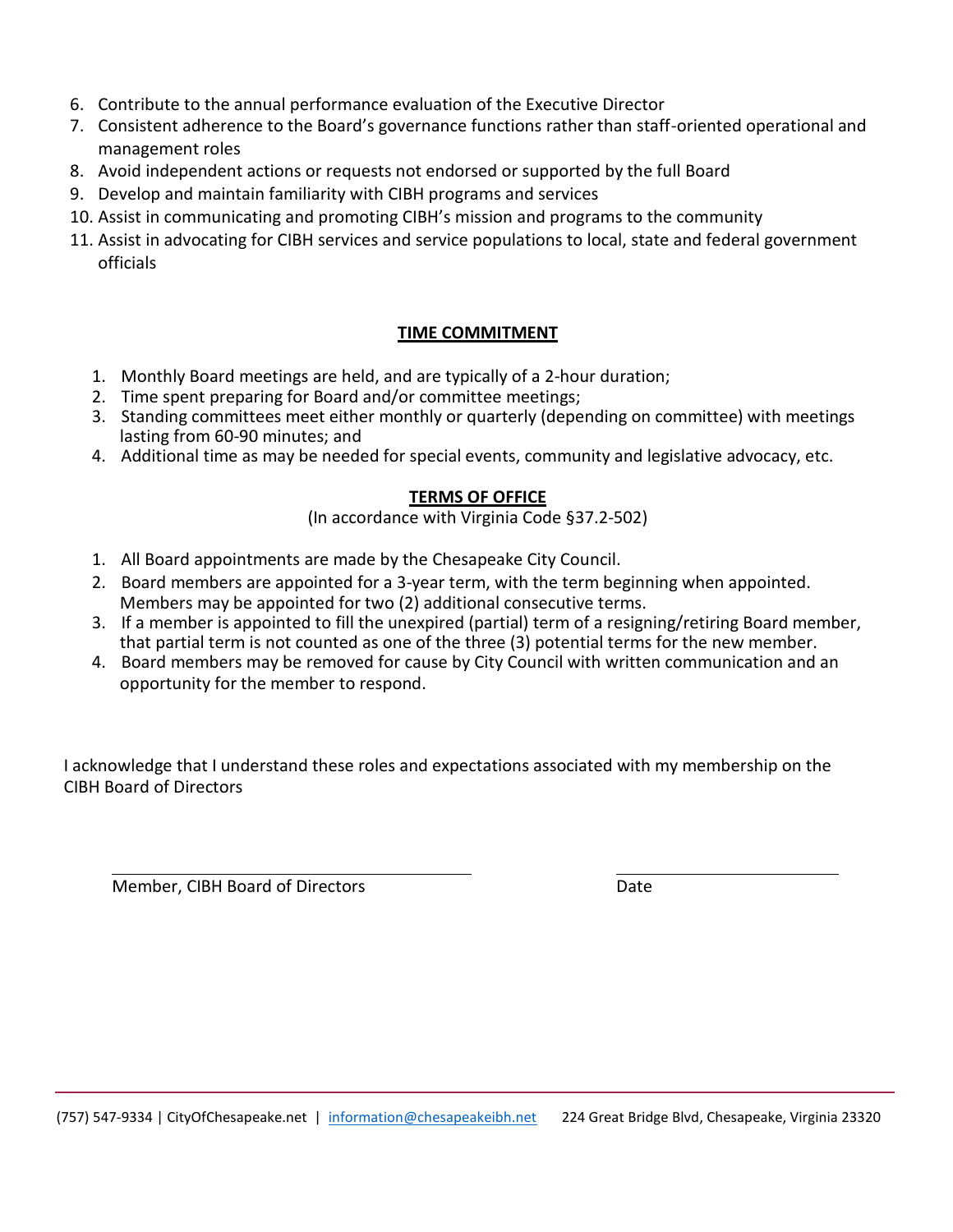6. Contribute to the annual performance evaluation of the Executive Director
7. Consistent adherence to the Board's governance functions rather than staff-oriented operational and management roles
8. Avoid independent actions or requests not endorsed or supported by the full Board
9. Develop and maintain familiarity with CIBH programs and services
10. Assist in communicating and promoting CIBH's mission and programs to the community
11. Assist in advocating for CIBH services and service populations to local, state and federal government officials

## TIME COMMITMENT

1. Monthly Board meetings are held, and are typically of a 2-hour duration;
2. Time spent preparing for Board and/or committee meetings;
3. Standing committees meet either monthly or quarterly (depending on committee) with meetings lasting from 60-90 minutes; and
4. Additional time as may be needed for special events, community and legislative advocacy, etc.

## TERMS OF OFFICE

(In accordance with Virginia Code §37.2-502)

1. All Board appointments are made by the Chesapeake City Council.
2. Board members are appointed for a 3-year term, with the term beginning when appointed. Members may be appointed for two (2) additional consecutive terms.
3. If a member is appointed to fill the unexpired (partial) term of a resigning/retiring Board member, that partial term is not counted as one of the three (3) potential terms for the new member.
4. Board members may be removed for cause by City Council with written communication and an opportunity for the member to respond.

I acknowledge that I understand these roles and expectations associated with my membership on the CIBH Board of Directors

______________________________ ______________________

Member, CIBH Board of Directors Date

(757) 547-9334 | CityOfChesapeake.net | information@chesapeakeibh.net 224 Great Bridge Blvd, Chesapeake, Virginia 23320